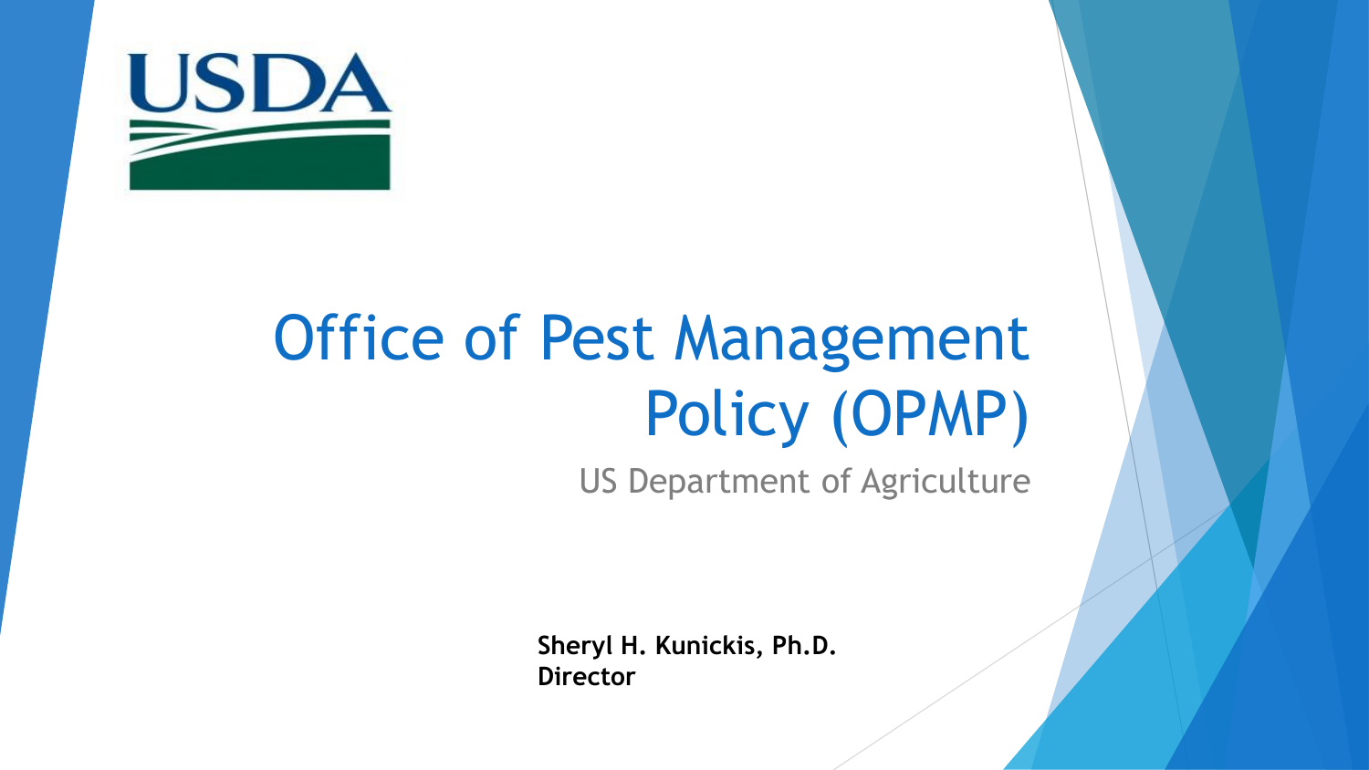USDA

# Office of Pest Management Policy (OPMP)

US Department of Agriculture

**Sheryl H. Kunickis, Ph.D.**
**Director**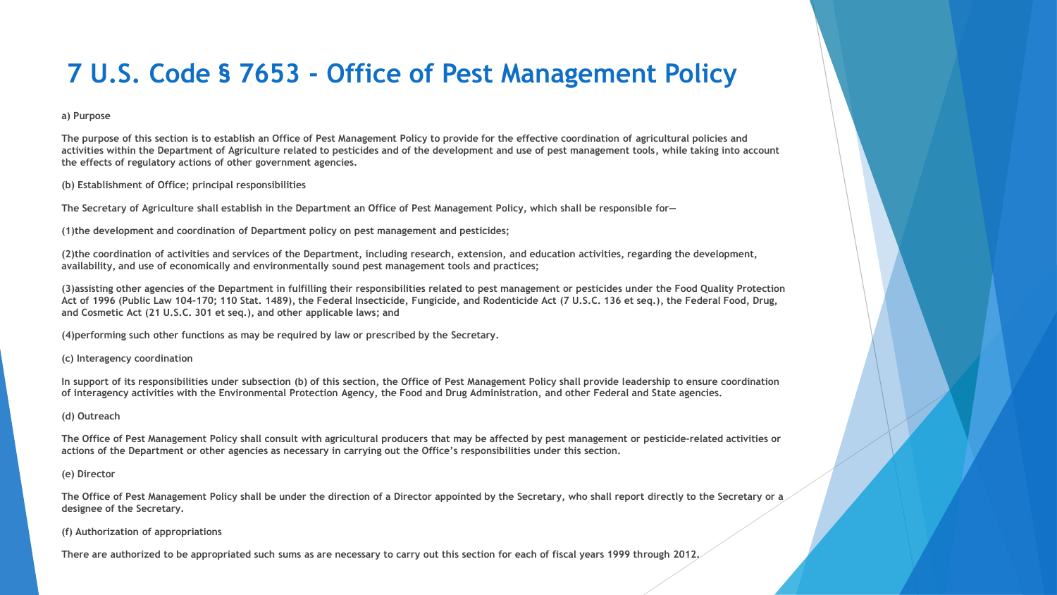# 7 U.S. Code § 7653 - Office of Pest Management Policy

**a) Purpose**

**The purpose of this section is to establish an Office of Pest Management Policy to provide for the effective coordination of agricultural policies and activities within the Department of Agriculture related to pesticides and of the development and use of pest management tools, while taking into account the effects of regulatory actions of other government agencies.**

**(b) Establishment of Office; principal responsibilities**

**The Secretary of Agriculture shall establish in the Department an Office of Pest Management Policy, which shall be responsible for—**

**(1)the development and coordination of Department policy on pest management and pesticides;**

**(2)the coordination of activities and services of the Department, including research, extension, and education activities, regarding the development, availability, and use of economically and environmentally sound pest management tools and practices;**

**(3)assisting other agencies of the Department in fulfilling their responsibilities related to pest management or pesticides under the Food Quality Protection Act of 1996 (Public Law 104–170; 110 Stat. 1489), the Federal Insecticide, Fungicide, and Rodenticide Act (7 U.S.C. 136 et seq.), the Federal Food, Drug, and Cosmetic Act (21 U.S.C. 301 et seq.), and other applicable laws; and**

**(4)performing such other functions as may be required by law or prescribed by the Secretary.**

**(c) Interagency coordination**

**In support of its responsibilities under subsection (b) of this section, the Office of Pest Management Policy shall provide leadership to ensure coordination of interagency activities with the Environmental Protection Agency, the Food and Drug Administration, and other Federal and State agencies.**

**(d) Outreach**

**The Office of Pest Management Policy shall consult with agricultural producers that may be affected by pest management or pesticide-related activities or actions of the Department or other agencies as necessary in carrying out the Office's responsibilities under this section.**

**(e) Director**

**The Office of Pest Management Policy shall be under the direction of a Director appointed by the Secretary, who shall report directly to the Secretary or a designee of the Secretary.**

**(f) Authorization of appropriations**

**There are authorized to be appropriated such sums as are necessary to carry out this section for each of fiscal years 1999 through 2012.**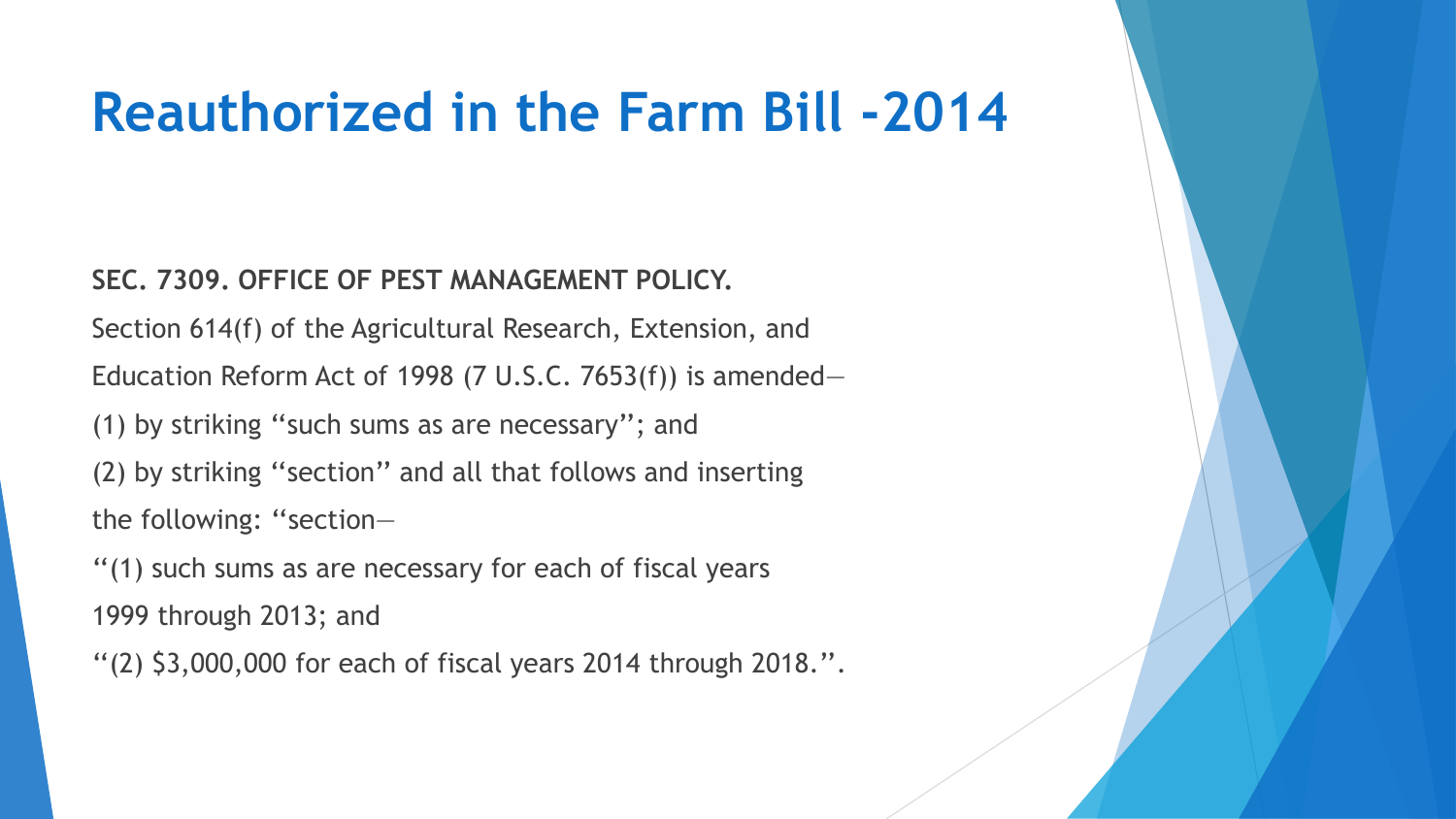# Reauthorized in the Farm Bill -2014

**SEC. 7309. OFFICE OF PEST MANAGEMENT POLICY.**

Section 614(f) of the Agricultural Research, Extension, and Education Reform Act of 1998 (7 U.S.C. 7653(f)) is amended—

(1) by striking ''such sums as are necessary''; and

(2) by striking ''section'' and all that follows and inserting the following: ''section—

''(1) such sums as are necessary for each of fiscal years 1999 through 2013; and

''(2) $3,000,000 for each of fiscal years 2014 through 2018.''.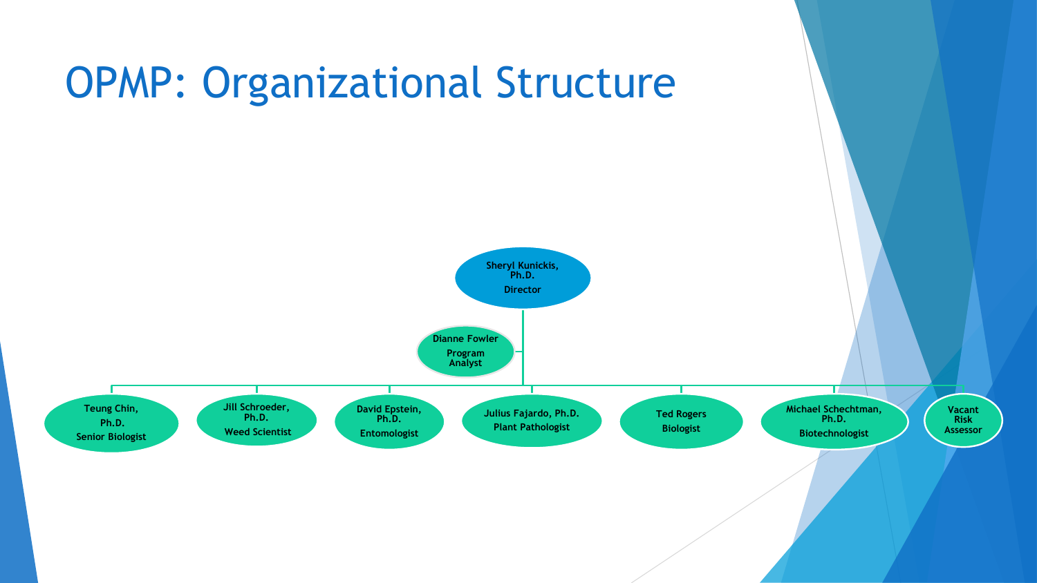# OPMP: Organizational Structure

**Sheryl Kunickis, Ph.D.**
**Director**

**Dianne Fowler**
**Program Analyst**

**Teung Chin, Ph.D.**
**Senior Biologist**

**Jill Schroeder, Ph.D.**
**Weed Scientist**

**David Epstein, Ph.D.**
**Entomologist**

**Julius Fajardo, Ph.D.**
**Plant Pathologist**

**Ted Rogers**
**Biologist**

**Michael Schechtman, Ph.D.**
**Biotechnologist**

**Vacant**
**Risk Assessor**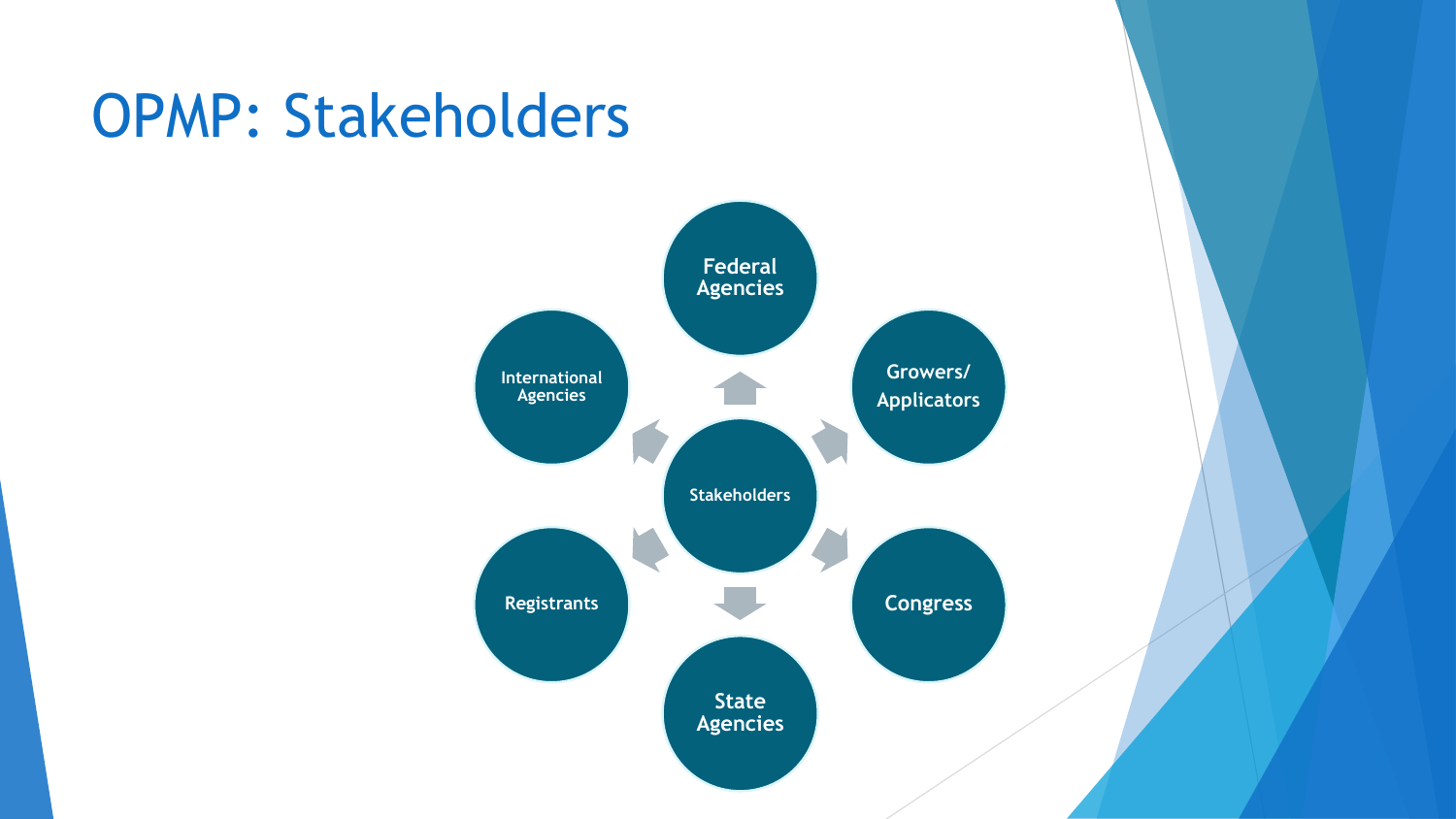# OPMP: Stakeholders

Stakeholders

Federal Agencies

Growers/ Applicators

Congress

State Agencies

Registrants

International Agencies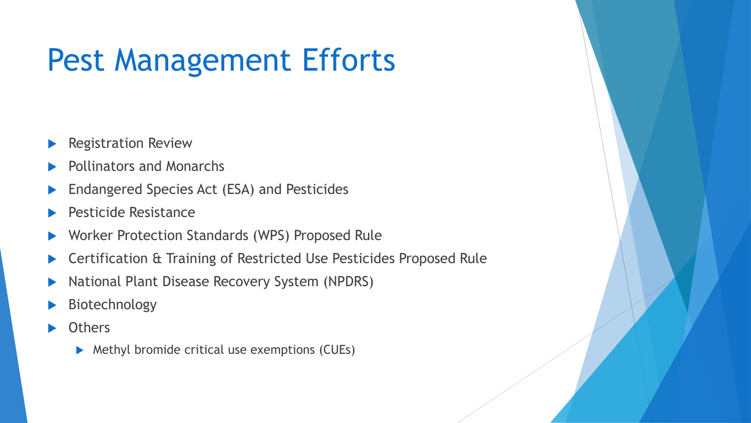# Pest Management Efforts

- Registration Review
- Pollinators and Monarchs
- Endangered Species Act (ESA) and Pesticides
- Pesticide Resistance
- Worker Protection Standards (WPS) Proposed Rule
- Certification & Training of Restricted Use Pesticides Proposed Rule
- National Plant Disease Recovery System (NPDRS)
- Biotechnology
- Others
  - Methyl bromide critical use exemptions (CUEs)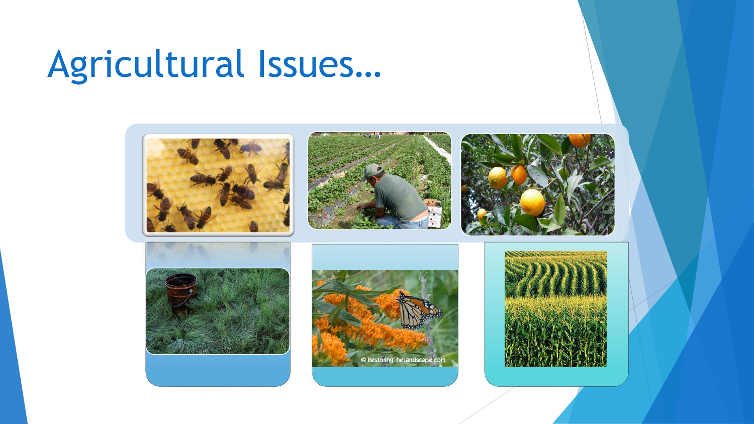# Agricultural Issues…

© RestoringTheLandscape.com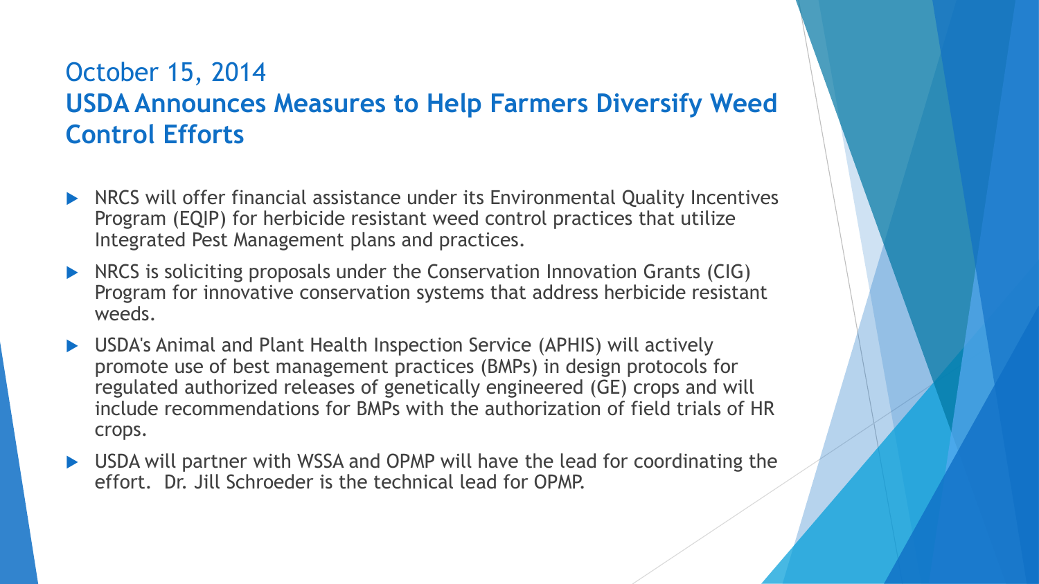## October 15, 2014
## **USDA Announces Measures to Help Farmers Diversify Weed Control Efforts**

- NRCS will offer financial assistance under its Environmental Quality Incentives Program (EQIP) for herbicide resistant weed control practices that utilize Integrated Pest Management plans and practices.
- NRCS is soliciting proposals under the Conservation Innovation Grants (CIG) Program for innovative conservation systems that address herbicide resistant weeds.
- USDA's Animal and Plant Health Inspection Service (APHIS) will actively promote use of best management practices (BMPs) in design protocols for regulated authorized releases of genetically engineered (GE) crops and will include recommendations for BMPs with the authorization of field trials of HR crops.
- USDA will partner with WSSA and OPMP will have the lead for coordinating the effort. Dr. Jill Schroeder is the technical lead for OPMP.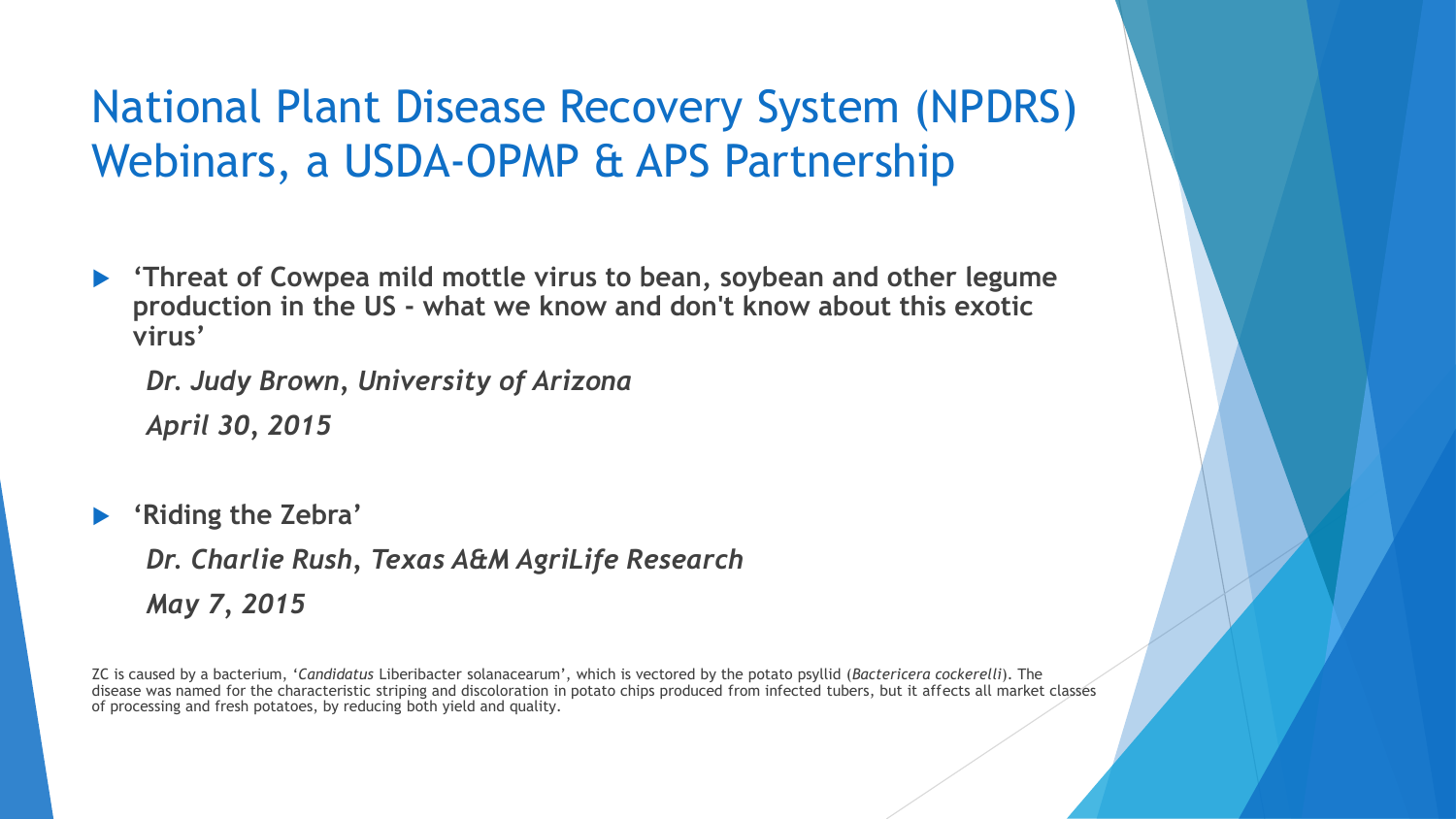# National Plant Disease Recovery System (NPDRS) Webinars, a USDA-OPMP & APS Partnership

- **'Threat of Cowpea mild mottle virus to bean, soybean and other legume production in the US - what we know and don't know about this exotic virus'**

  ***Dr. Judy Brown, University of Arizona***

  ***April 30, 2015***

- **'Riding the Zebra'**

  ***Dr. Charlie Rush, Texas A&M AgriLife Research***

  ***May 7, 2015***

ZC is caused by a bacterium, '*Candidatus* Liberibacter solanacearum', which is vectored by the potato psyllid (*Bactericera cockerelli*). The disease was named for the characteristic striping and discoloration in potato chips produced from infected tubers, but it affects all market classes of processing and fresh potatoes, by reducing both yield and quality.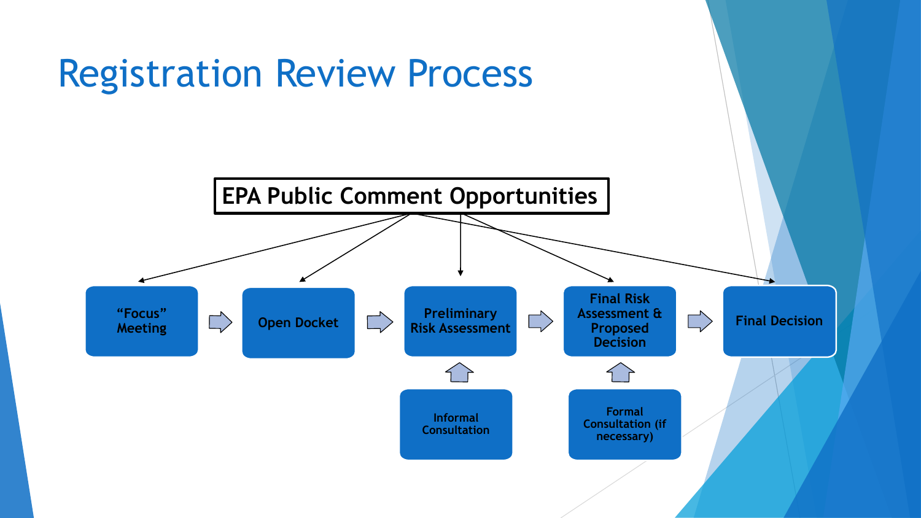# Registration Review Process

EPA Public Comment Opportunities

"Focus" Meeting

Open Docket

Preliminary Risk Assessment

Final Risk Assessment & Proposed Decision

Final Decision

Informal Consultation

Formal Consultation (if necessary)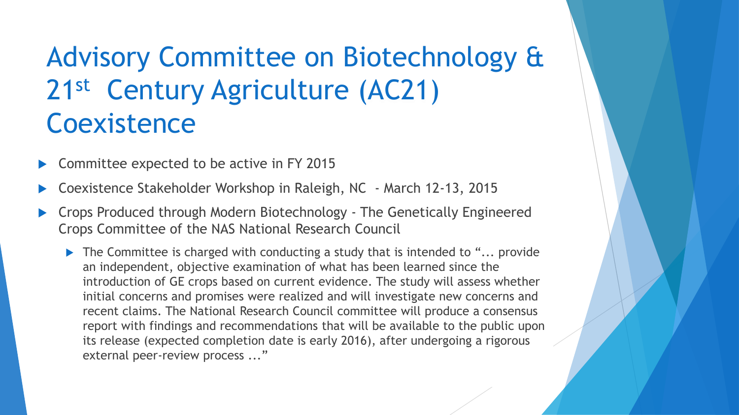# Advisory Committee on Biotechnology & 21st Century Agriculture (AC21) Coexistence

- Committee expected to be active in FY 2015
- Coexistence Stakeholder Workshop in Raleigh, NC - March 12-13, 2015
- Crops Produced through Modern Biotechnology - The Genetically Engineered Crops Committee of the NAS National Research Council
  - The Committee is charged with conducting a study that is intended to "... provide an independent, objective examination of what has been learned since the introduction of GE crops based on current evidence. The study will assess whether initial concerns and promises were realized and will investigate new concerns and recent claims. The National Research Council committee will produce a consensus report with findings and recommendations that will be available to the public upon its release (expected completion date is early 2016), after undergoing a rigorous external peer-review process ..."